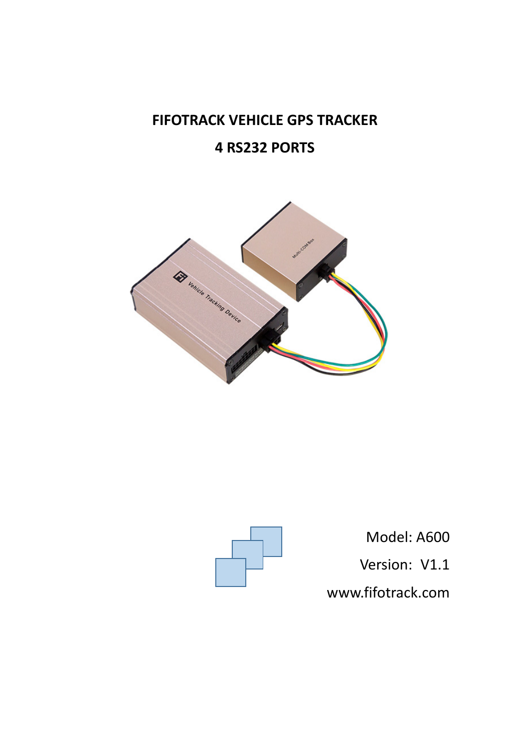# FIFOTRACK VEHICLE GPS TRACKER

## 4 RS232 PORTS

Model: A600

Version: V1.1

www.fifotrack.com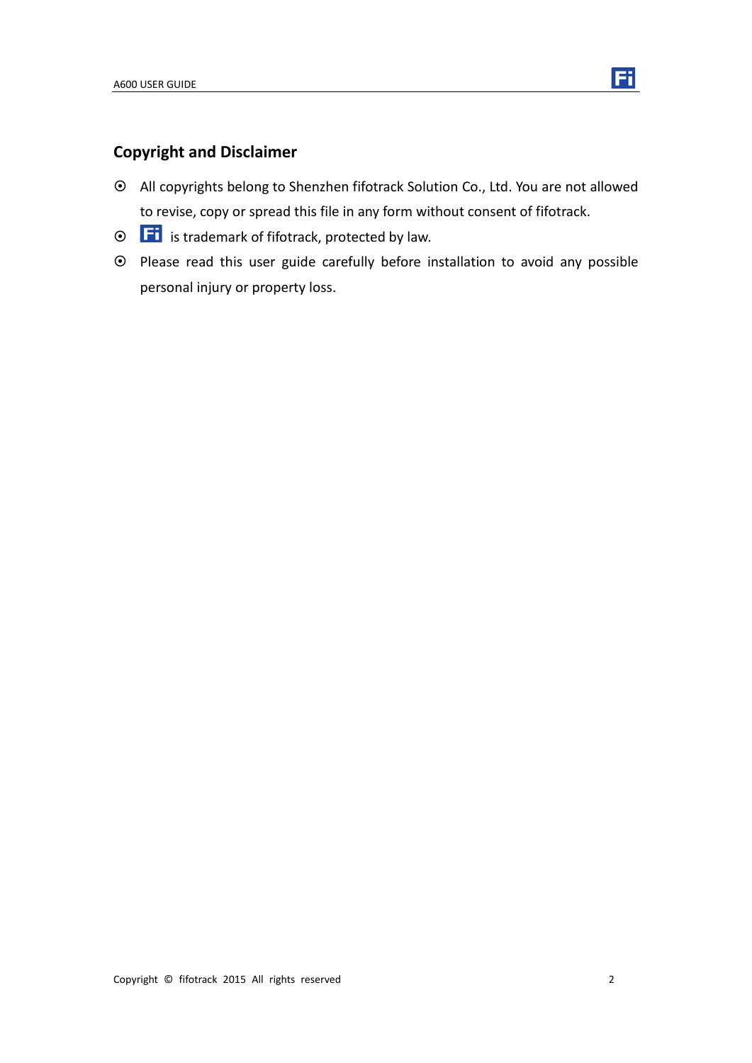## Copyright and Disclaimer

- All copyrights belong to Shenzhen fifotrack Solution Co., Ltd. You are not allowed to revise, copy or spread this file in any form without consent of fifotrack.
- Fi is trademark of fifotrack, protected by law.
- Please read this user guide carefully before installation to avoid any possible personal injury or property loss.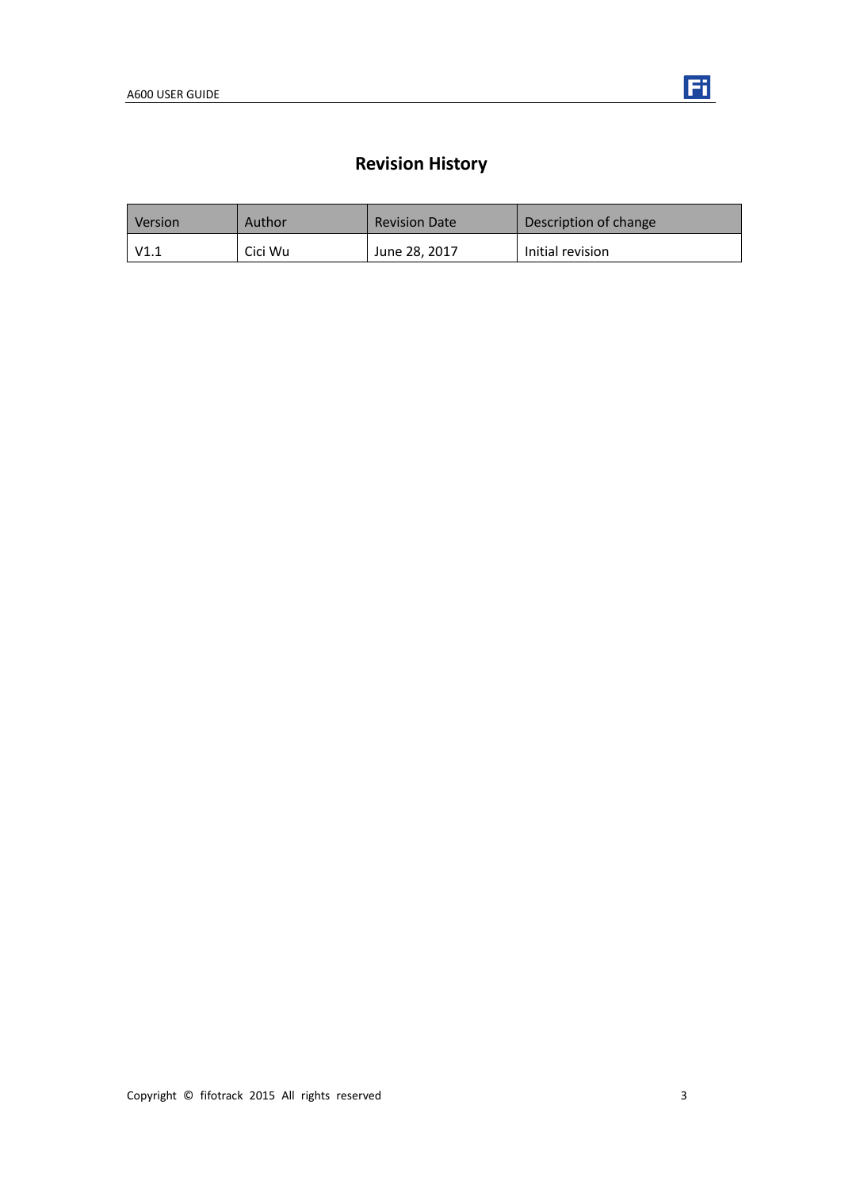# Revision History

| Version | Author | Revision Date | Description of change |
|---|---|---|---|
| V1.1 | Cici Wu | June 28, 2017 | Initial revision |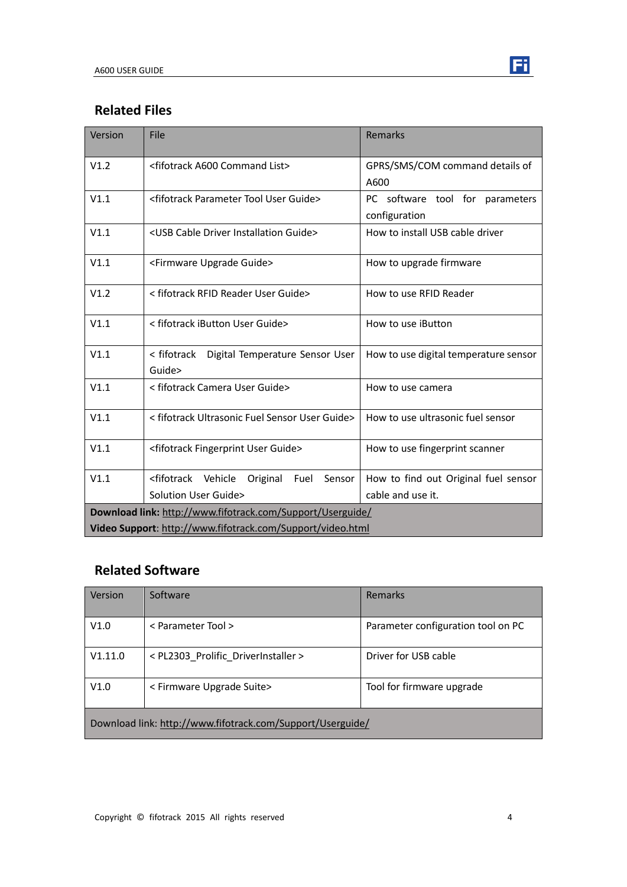## Related Files

| Version | File | Remarks |
|---|---|---|
| V1.2 | <fifotrack A600 Command List> | GPRS/SMS/COM command details of A600 |
| V1.1 | <fifotrack Parameter Tool User Guide> | PC software tool for parameters configuration |
| V1.1 | <USB Cable Driver Installation Guide> | How to install USB cable driver |
| V1.1 | <Firmware Upgrade Guide> | How to upgrade firmware |
| V1.2 | < fifotrack RFID Reader User Guide> | How to use RFID Reader |
| V1.1 | < fifotrack iButton User Guide> | How to use iButton |
| V1.1 | < fifotrack Digital Temperature Sensor User Guide> | How to use digital temperature sensor |
| V1.1 | < fifotrack Camera User Guide> | How to use camera |
| V1.1 | < fifotrack Ultrasonic Fuel Sensor User Guide> | How to use ultrasonic fuel sensor |
| V1.1 | <fifotrack Fingerprint User Guide> | How to use fingerprint scanner |
| V1.1 | <fifotrack Vehicle Original Fuel Sensor Solution User Guide> | How to find out Original fuel sensor cable and use it. |
| **Download link:** http://www.fifotrack.com/Support/Userguide/ **Video Support**: http://www.fifotrack.com/Support/video.html | | |

## Related Software

| Version | Software | Remarks |
|---|---|---|
| V1.0 | < Parameter Tool > | Parameter configuration tool on PC |
| V1.11.0 | < PL2303_Prolific_DriverInstaller > | Driver for USB cable |
| V1.0 | < Firmware Upgrade Suite> | Tool for firmware upgrade |
| Download link: http://www.fifotrack.com/Support/Userguide/ | | |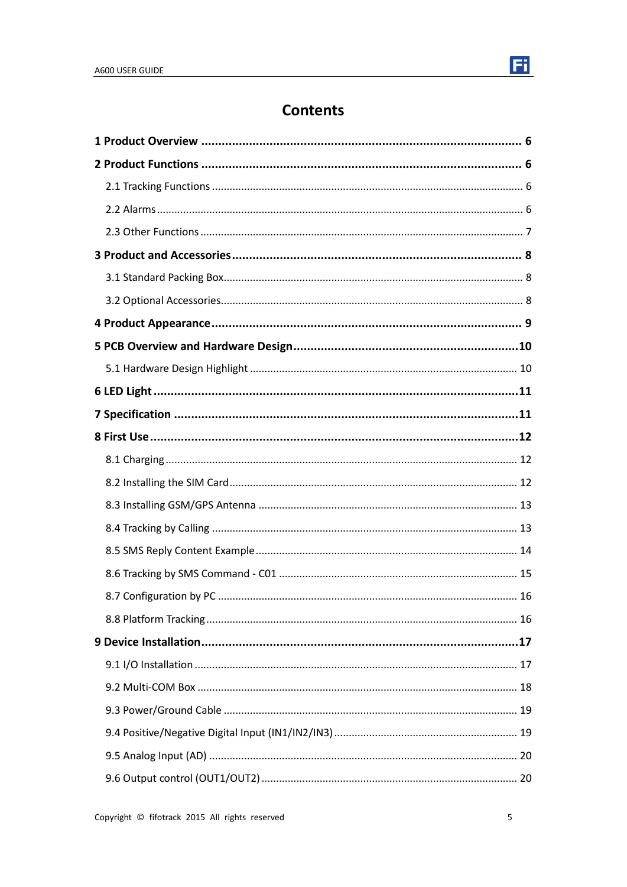# Contents

**1 Product Overview** ........................................................................ **6**

**2 Product Functions** ........................................................................ **6**

- 2.1 Tracking Functions ........................................................................ 6
- 2.2 Alarms ........................................................................ 6
- 2.3 Other Functions ........................................................................ 7

**3 Product and Accessories** ........................................................................ **8**

- 3.1 Standard Packing Box ........................................................................ 8
- 3.2 Optional Accessories ........................................................................ 8

**4 Product Appearance** ........................................................................ **9**

**5 PCB Overview and Hardware Design** ........................................................................ **10**

- 5.1 Hardware Design Highlight ........................................................................ 10

**6 LED Light** ........................................................................ **11**

**7 Specification** ........................................................................ **11**

**8 First Use** ........................................................................ **12**

- 8.1 Charging ........................................................................ 12
- 8.2 Installing the SIM Card ........................................................................ 12
- 8.3 Installing GSM/GPS Antenna ........................................................................ 13
- 8.4 Tracking by Calling ........................................................................ 13
- 8.5 SMS Reply Content Example ........................................................................ 14
- 8.6 Tracking by SMS Command - C01 ........................................................................ 15
- 8.7 Configuration by PC ........................................................................ 16
- 8.8 Platform Tracking ........................................................................ 16

**9 Device Installation** ........................................................................ **17**

- 9.1 I/O Installation ........................................................................ 17
- 9.2 Multi-COM Box ........................................................................ 18
- 9.3 Power/Ground Cable ........................................................................ 19
- 9.4 Positive/Negative Digital Input (IN1/IN2/IN3) ........................................................................ 19
- 9.5 Analog Input (AD) ........................................................................ 20
- 9.6 Output control (OUT1/OUT2) ........................................................................ 20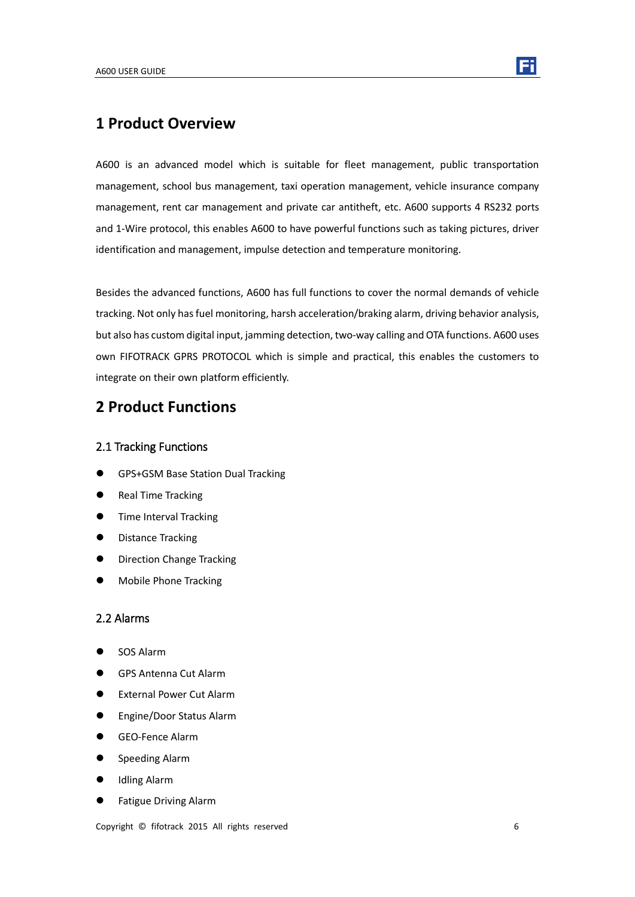# 1 Product Overview

A600 is an advanced model which is suitable for fleet management, public transportation management, school bus management, taxi operation management, vehicle insurance company management, rent car management and private car antitheft, etc. A600 supports 4 RS232 ports and 1-Wire protocol, this enables A600 to have powerful functions such as taking pictures, driver identification and management, impulse detection and temperature monitoring.

Besides the advanced functions, A600 has full functions to cover the normal demands of vehicle tracking. Not only has fuel monitoring, harsh acceleration/braking alarm, driving behavior analysis, but also has custom digital input, jamming detection, two-way calling and OTA functions. A600 uses own FIFOTRACK GPRS PROTOCOL which is simple and practical, this enables the customers to integrate on their own platform efficiently.

# 2 Product Functions

## 2.1 Tracking Functions

- GPS+GSM Base Station Dual Tracking
- Real Time Tracking
- Time Interval Tracking
- Distance Tracking
- Direction Change Tracking
- Mobile Phone Tracking

## 2.2 Alarms

- SOS Alarm
- GPS Antenna Cut Alarm
- External Power Cut Alarm
- Engine/Door Status Alarm
- GEO-Fence Alarm
- Speeding Alarm
- Idling Alarm
- Fatigue Driving Alarm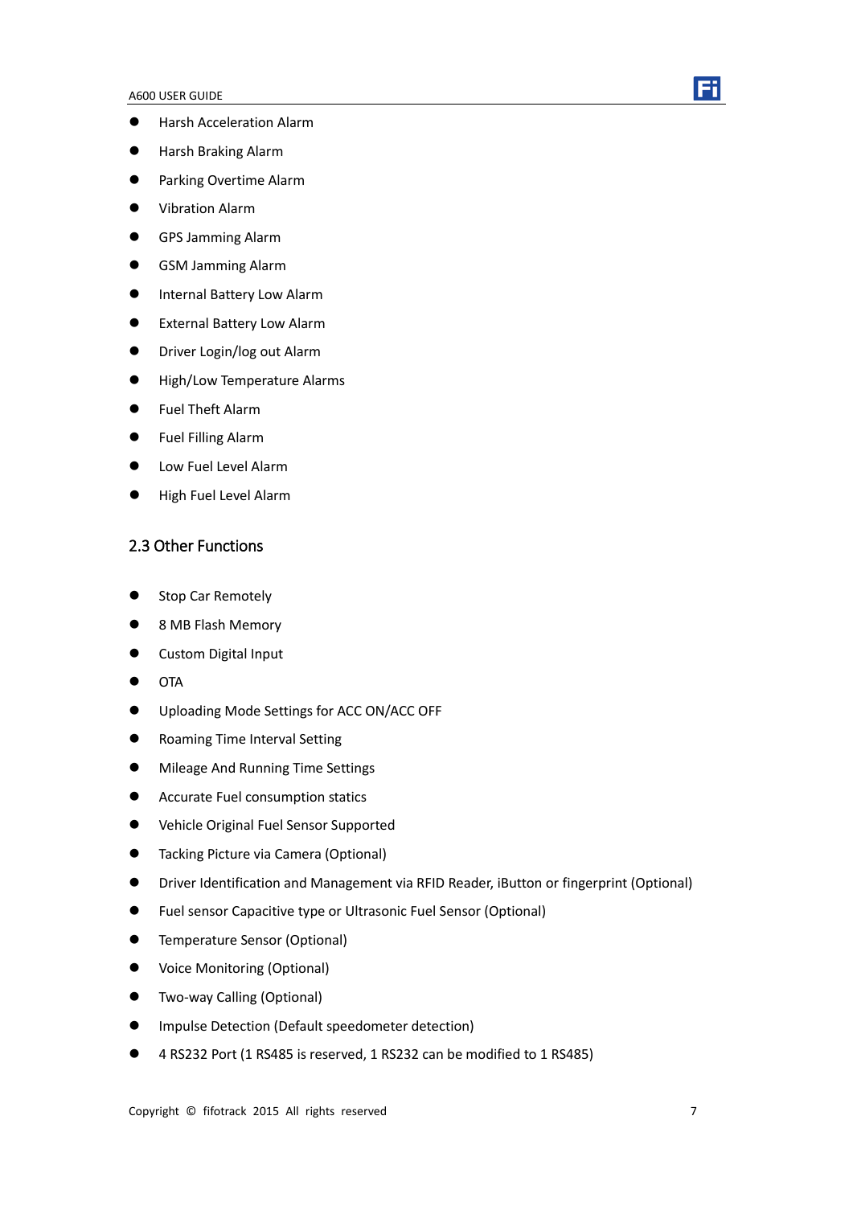- Harsh Acceleration Alarm
- Harsh Braking Alarm
- Parking Overtime Alarm
- Vibration Alarm
- GPS Jamming Alarm
- GSM Jamming Alarm
- Internal Battery Low Alarm
- External Battery Low Alarm
- Driver Login/log out Alarm
- High/Low Temperature Alarms
- Fuel Theft Alarm
- Fuel Filling Alarm
- Low Fuel Level Alarm
- High Fuel Level Alarm

## 2.3 Other Functions

- Stop Car Remotely
- 8 MB Flash Memory
- Custom Digital Input
- OTA
- Uploading Mode Settings for ACC ON/ACC OFF
- Roaming Time Interval Setting
- Mileage And Running Time Settings
- Accurate Fuel consumption statics
- Vehicle Original Fuel Sensor Supported
- Tacking Picture via Camera (Optional)
- Driver Identification and Management via RFID Reader, iButton or fingerprint (Optional)
- Fuel sensor Capacitive type or Ultrasonic Fuel Sensor (Optional)
- Temperature Sensor (Optional)
- Voice Monitoring (Optional)
- Two-way Calling (Optional)
- Impulse Detection (Default speedometer detection)
- 4 RS232 Port (1 RS485 is reserved, 1 RS232 can be modified to 1 RS485)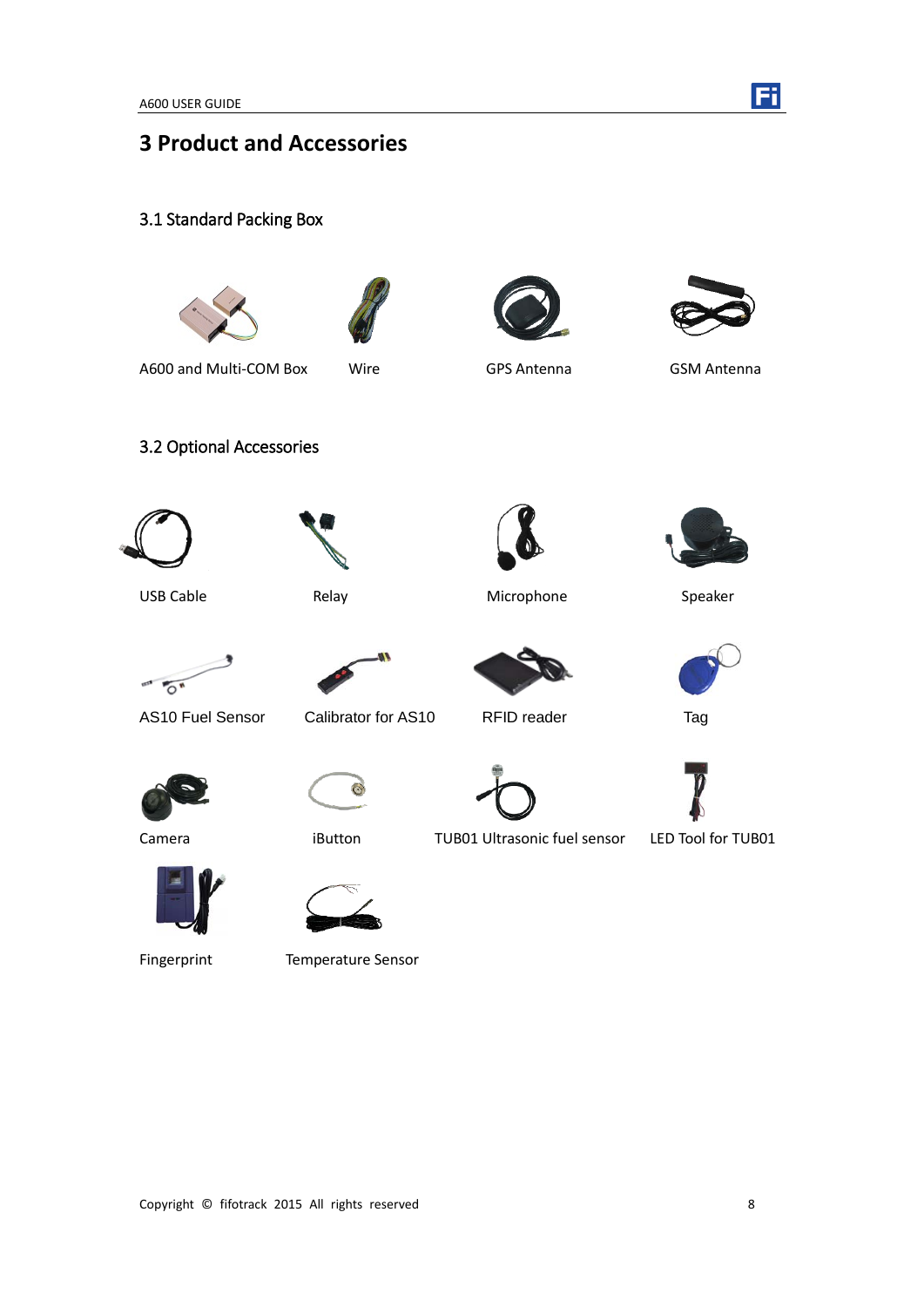# 3 Product and Accessories

## 3.1 Standard Packing Box

A600 and Multi-COM Box

Wire

GPS Antenna

GSM Antenna

## 3.2 Optional Accessories

USB Cable

Relay

Microphone

Speaker

AS10 Fuel Sensor

Calibrator for AS10

RFID reader

Tag

Camera

iButton

TUB01 Ultrasonic fuel sensor

LED Tool for TUB01

Fingerprint

Temperature Sensor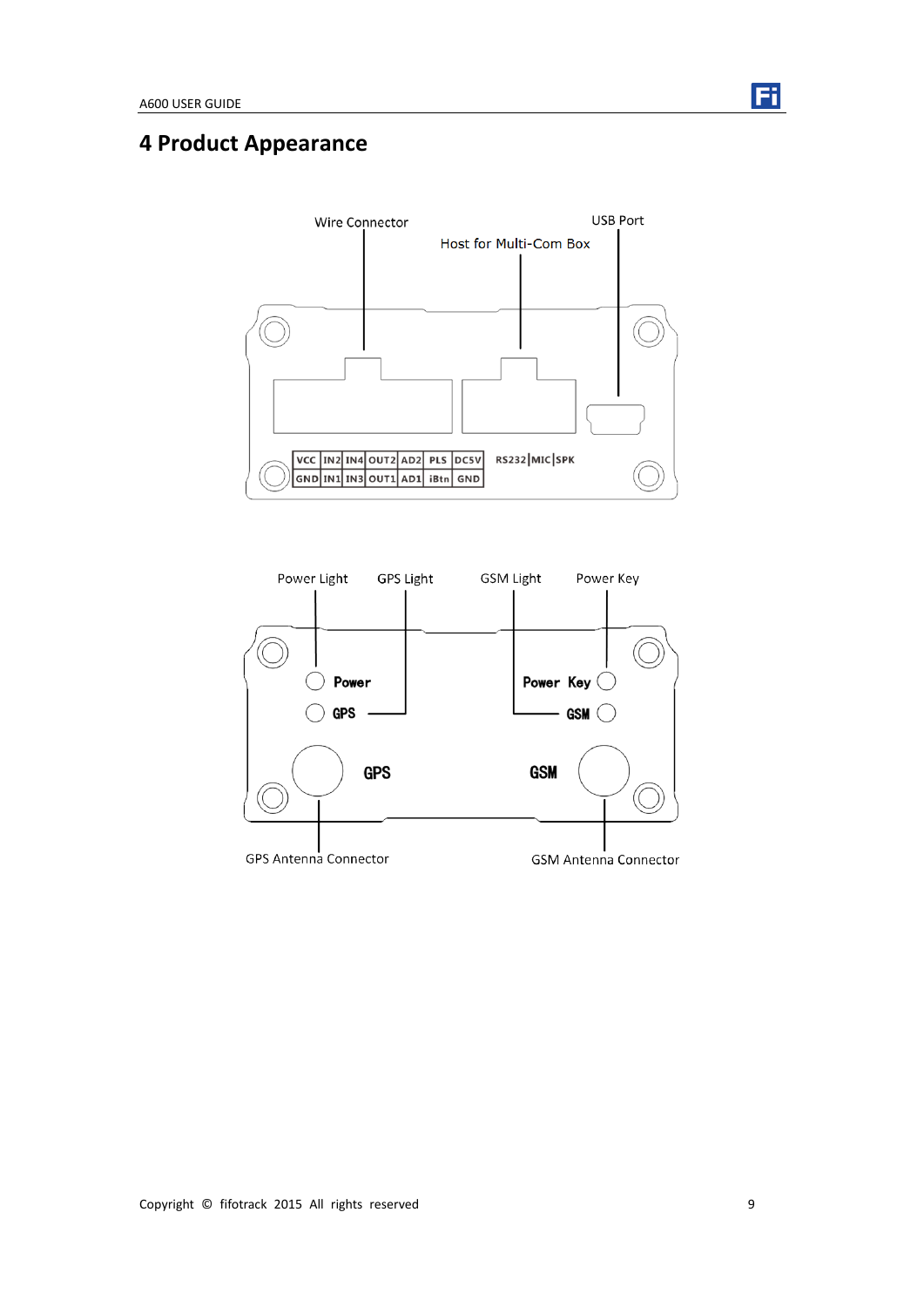# 4 Product Appearance

Wire Connector

Host for Multi-Com Box

USB Port

| VCC | IN2 | IN4 | OUT2 | AD2 | PLS | DC5V |
|---|---|---|---|---|---|---|
| GND | IN1 | IN3 | OUT1 | AD1 | iBtn | GND |

RS232|MIC|SPK

Power Light

GPS Light

GSM Light

Power Key

Power

GPS

Power Key

GSM

GPS

GSM

GPS Antenna Connector

GSM Antenna Connector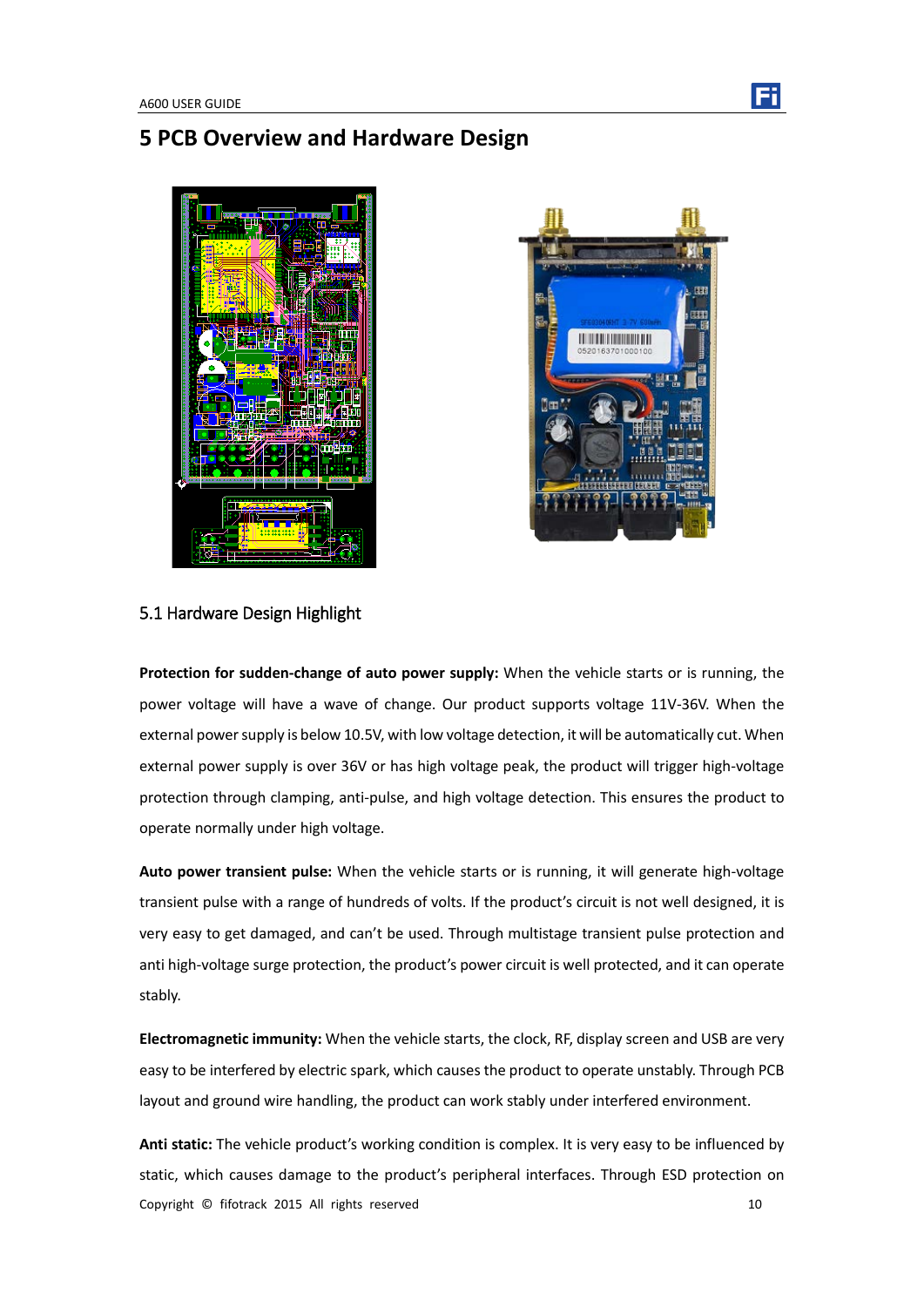# 5 PCB Overview and Hardware Design

## 5.1 Hardware Design Highlight

**Protection for sudden-change of auto power supply:** When the vehicle starts or is running, the power voltage will have a wave of change. Our product supports voltage 11V-36V. When the external power supply is below 10.5V, with low voltage detection, it will be automatically cut. When external power supply is over 36V or has high voltage peak, the product will trigger high-voltage protection through clamping, anti-pulse, and high voltage detection. This ensures the product to operate normally under high voltage.

**Auto power transient pulse:** When the vehicle starts or is running, it will generate high-voltage transient pulse with a range of hundreds of volts. If the product's circuit is not well designed, it is very easy to get damaged, and can't be used. Through multistage transient pulse protection and anti high-voltage surge protection, the product's power circuit is well protected, and it can operate stably.

**Electromagnetic immunity:** When the vehicle starts, the clock, RF, display screen and USB are very easy to be interfered by electric spark, which causes the product to operate unstably. Through PCB layout and ground wire handling, the product can work stably under interfered environment.

**Anti static:** The vehicle product's working condition is complex. It is very easy to be influenced by static, which causes damage to the product's peripheral interfaces. Through ESD protection on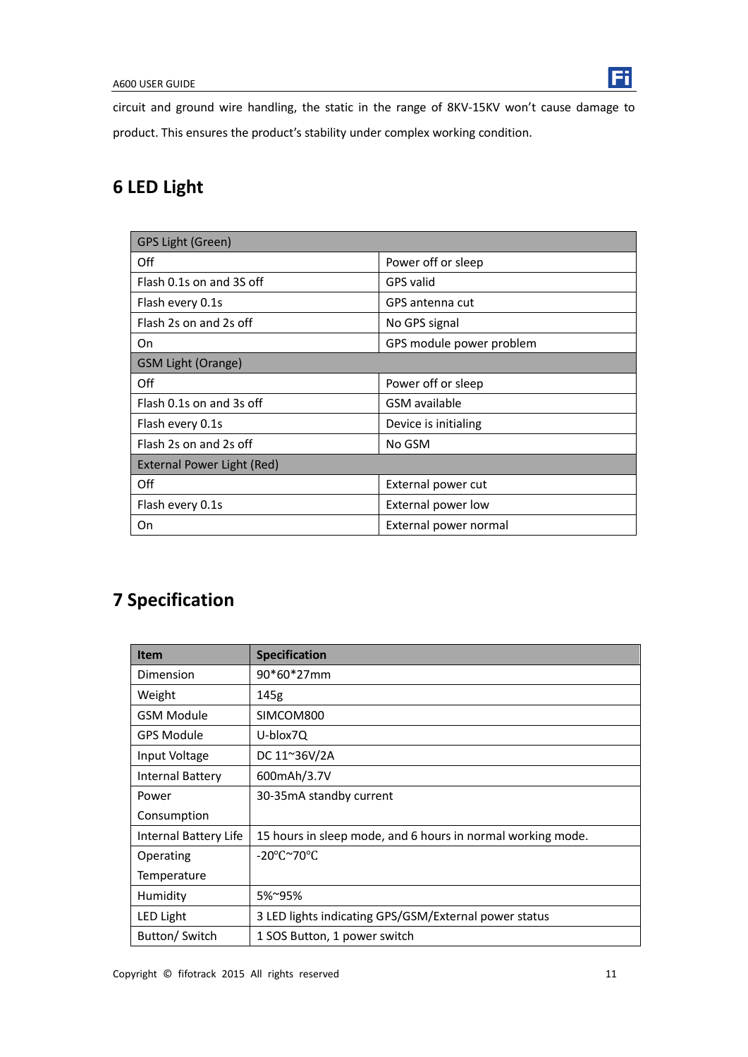circuit and ground wire handling, the static in the range of 8KV-15KV won't cause damage to product. This ensures the product's stability under complex working condition.

# 6 LED Light

| GPS Light (Green) | |
|---|---|
| Off | Power off or sleep |
| Flash 0.1s on and 3S off | GPS valid |
| Flash every 0.1s | GPS antenna cut |
| Flash 2s on and 2s off | No GPS signal |
| On | GPS module power problem |
| **GSM Light (Orange)** | |
| Off | Power off or sleep |
| Flash 0.1s on and 3s off | GSM available |
| Flash every 0.1s | Device is initialing |
| Flash 2s on and 2s off | No GSM |
| **External Power Light (Red)** | |
| Off | External power cut |
| Flash every 0.1s | External power low |
| On | External power normal |

# 7 Specification

| Item | Specification |
|---|---|
| Dimension | 90*60*27mm |
| Weight | 145g |
| GSM Module | SIMCOM800 |
| GPS Module | U-blox7Q |
| Input Voltage | DC 11~36V/2A |
| Internal Battery | 600mAh/3.7V |
| Power Consumption | 30-35mA standby current |
| Internal Battery Life | 15 hours in sleep mode, and 6 hours in normal working mode. |
| Operating Temperature | -20℃~70℃ |
| Humidity | 5%~95% |
| LED Light | 3 LED lights indicating GPS/GSM/External power status |
| Button/ Switch | 1 SOS Button, 1 power switch |

Copyright © fifotrack 2015 All rights reserved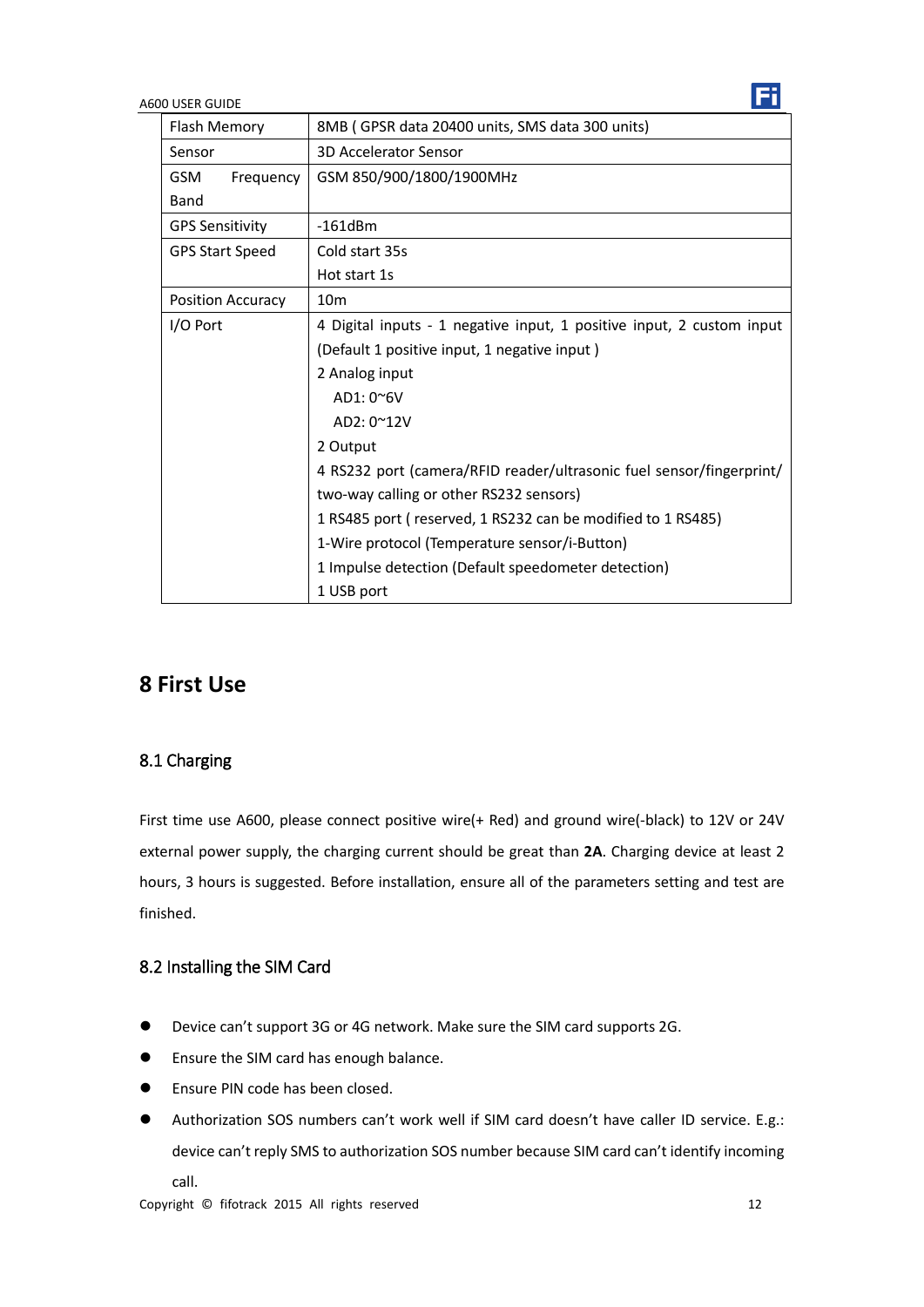| Flash Memory | 8MB ( GPSR data 20400 units, SMS data 300 units) |
|---|---|
| Sensor | 3D Accelerator Sensor |
| GSM Frequency Band | GSM 850/900/1800/1900MHz |
| GPS Sensitivity | -161dBm |
| GPS Start Speed | Cold start 35s<br>Hot start 1s |
| Position Accuracy | 10m |
| I/O Port | 4 Digital inputs - 1 negative input, 1 positive input, 2 custom input (Default 1 positive input, 1 negative input )<br>2 Analog input<br>AD1: 0~6V<br>AD2: 0~12V<br>2 Output<br>4 RS232 port (camera/RFID reader/ultrasonic fuel sensor/fingerprint/ two-way calling or other RS232 sensors)<br>1 RS485 port ( reserved, 1 RS232 can be modified to 1 RS485)<br>1-Wire protocol (Temperature sensor/i-Button)<br>1 Impulse detection (Default speedometer detection)<br>1 USB port |

# 8 First Use

## 8.1 Charging

First time use A600, please connect positive wire(+ Red) and ground wire(-black) to 12V or 24V external power supply, the charging current should be great than **2A**. Charging device at least 2 hours, 3 hours is suggested. Before installation, ensure all of the parameters setting and test are finished.

## 8.2 Installing the SIM Card

- Device can't support 3G or 4G network. Make sure the SIM card supports 2G.
- Ensure the SIM card has enough balance.
- Ensure PIN code has been closed.
- Authorization SOS numbers can't work well if SIM card doesn't have caller ID service. E.g.: device can't reply SMS to authorization SOS number because SIM card can't identify incoming call.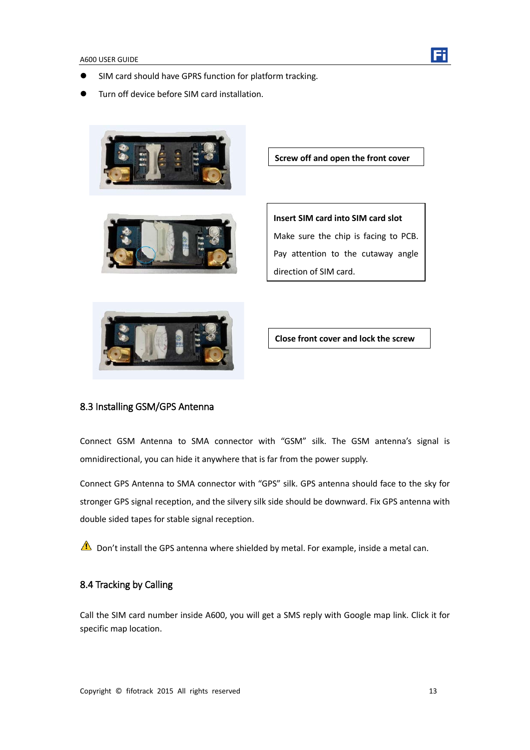- SIM card should have GPRS function for platform tracking.
- Turn off device before SIM card installation.

**Screw off and open the front cover**

**Insert SIM card into SIM card slot**

Make sure the chip is facing to PCB. Pay attention to the cutaway angle direction of SIM card.

**Close front cover and lock the screw**

## 8.3 Installing GSM/GPS Antenna

Connect GSM Antenna to SMA connector with “GSM” silk. The GSM antenna’s signal is omnidirectional, you can hide it anywhere that is far from the power supply.

Connect GPS Antenna to SMA connector with “GPS” silk. GPS antenna should face to the sky for stronger GPS signal reception, and the silvery silk side should be downward. Fix GPS antenna with double sided tapes for stable signal reception.

⚠ Don’t install the GPS antenna where shielded by metal. For example, inside a metal can.

## 8.4 Tracking by Calling

Call the SIM card number inside A600, you will get a SMS reply with Google map link. Click it for specific map location.

Copyright © fifotrack 2015 All rights reserved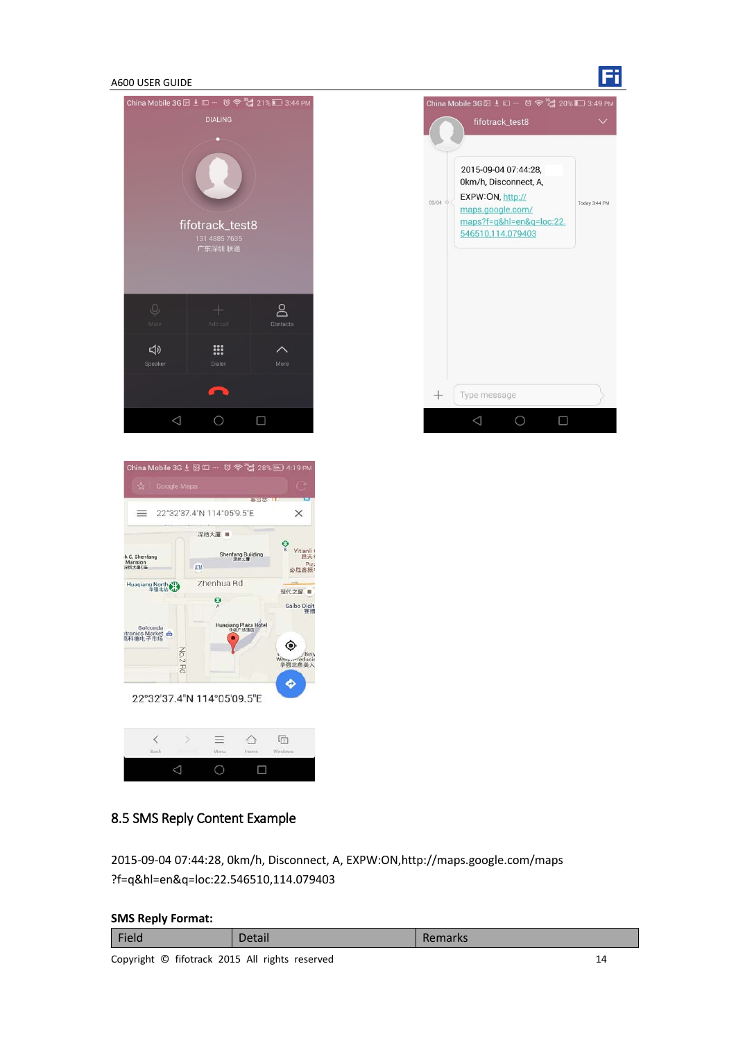## 8.5 SMS Reply Content Example

2015-09-04 07:44:28, 0km/h, Disconnect, A, EXPW:ON,http://maps.google.com/maps ?f=q&hl=en&q=loc:22.546510,114.079403

**SMS Reply Format:**

| Field | Detail | Remarks |
|---|---|---|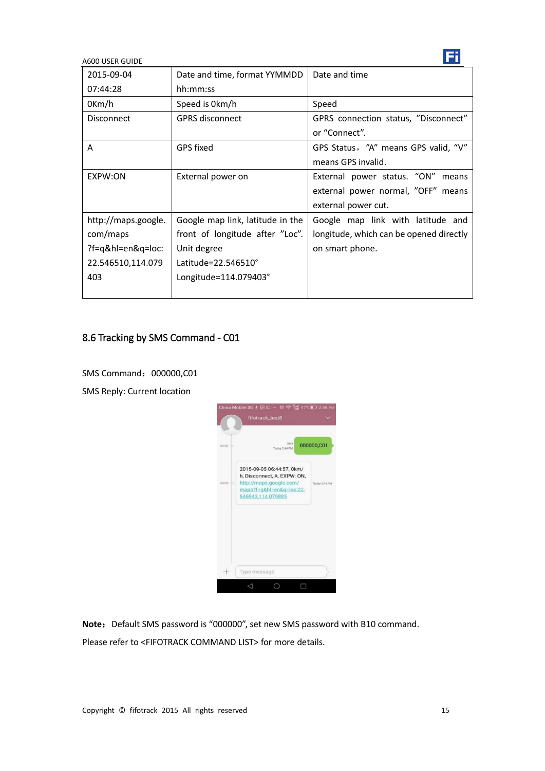| | | |
|---|---|---|
| 2015-09-04 07:44:28 | Date and time, format YYMMDD hh:mm:ss | Date and time |
| 0Km/h | Speed is 0km/h | Speed |
| Disconnect | GPRS disconnect | GPRS connection status, "Disconnect" or "Connect". |
| A | GPS fixed | GPS Status，"A" means GPS valid, "V" means GPS invalid. |
| EXPW:ON | External power on | External power status. "ON" means external power normal, "OFF" means external power cut. |
| http://maps.google.com/maps?f=q&hl=en&q=loc:22.546510,114.079403 | Google map link, latitude in the front of longitude after "Loc". Unit degree Latitude=22.546510° Longitude=114.079403° | Google map link with latitude and longitude, which can be opened directly on smart phone. |

## 8.6 Tracking by SMS Command - C01

SMS Command：000000,C01

SMS Reply: Current location

**Note：** Default SMS password is "000000", set new SMS password with B10 command.

Please refer to <FIFOTRACK COMMAND LIST> for more details.

Copyright © fifotrack 2015 All rights reserved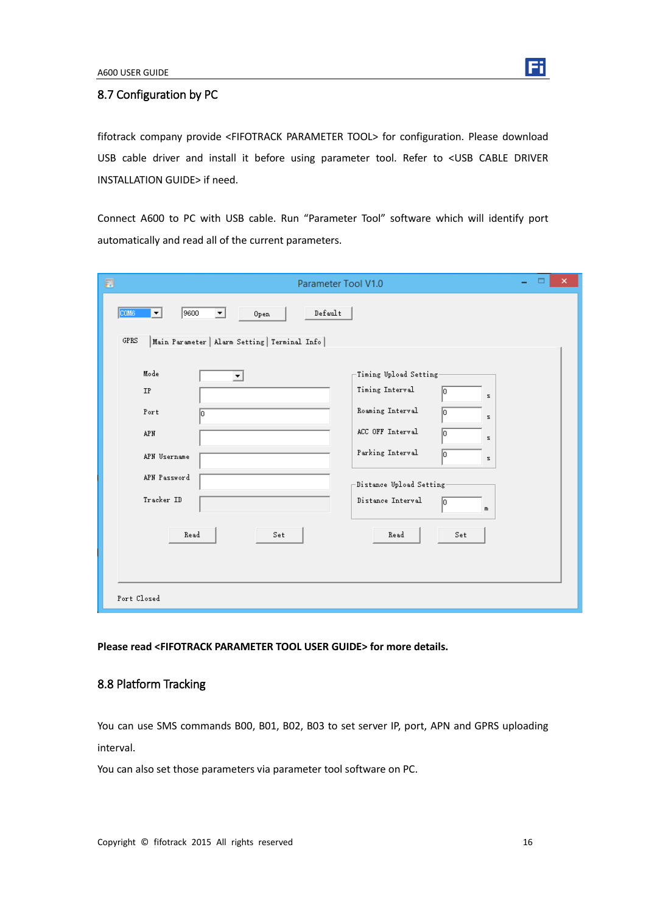## 8.7 Configuration by PC

fifotrack company provide <FIFOTRACK PARAMETER TOOL> for configuration. Please download USB cable driver and install it before using parameter tool. Refer to <USB CABLE DRIVER INSTALLATION GUIDE> if need.

Connect A600 to PC with USB cable. Run “Parameter Tool” software which will identify port automatically and read all of the current parameters.

**Please read <FIFOTRACK PARAMETER TOOL USER GUIDE> for more details.**

## 8.8 Platform Tracking

You can use SMS commands B00, B01, B02, B03 to set server IP, port, APN and GPRS uploading interval.

You can also set those parameters via parameter tool software on PC.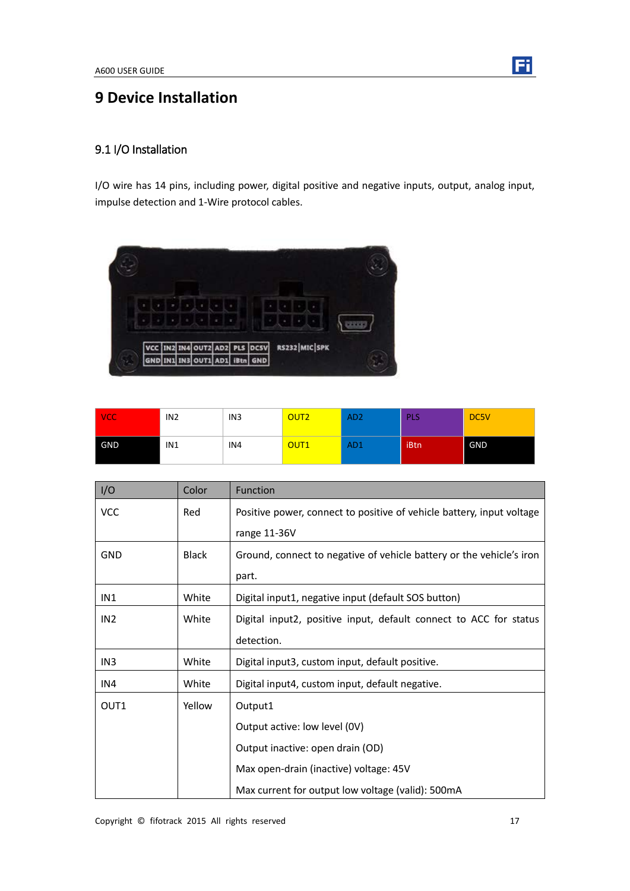# 9 Device Installation

## 9.1 I/O Installation

I/O wire has 14 pins, including power, digital positive and negative inputs, output, analog input, impulse detection and 1-Wire protocol cables.

| VCC | IN2 | IN3 | OUT2 | AD2 | PLS | DC5V |
|---|---|---|---|---|---|---|
| GND | IN1 | IN4 | OUT1 | AD1 | iBtn | GND |

| I/O | Color | Function |
|---|---|---|
| VCC | Red | Positive power, connect to positive of vehicle battery, input voltage range 11-36V |
| GND | Black | Ground, connect to negative of vehicle battery or the vehicle's iron part. |
| IN1 | White | Digital input1, negative input (default SOS button) |
| IN2 | White | Digital input2, positive input, default connect to ACC for status detection. |
| IN3 | White | Digital input3, custom input, default positive. |
| IN4 | White | Digital input4, custom input, default negative. |
| OUT1 | Yellow | Output1<br>Output active: low level (0V)<br>Output inactive: open drain (OD)<br>Max open-drain (inactive) voltage: 45V<br>Max current for output low voltage (valid): 500mA |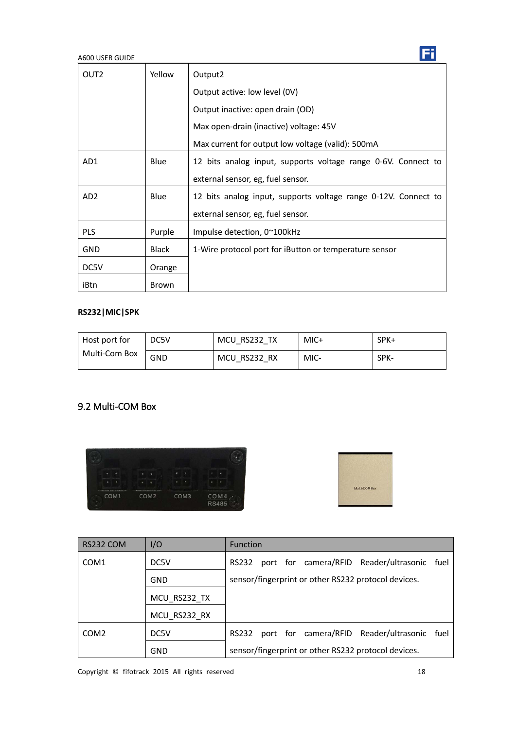| OUT2 | Yellow | Output2<br>Output active: low level (0V)<br>Output inactive: open drain (OD)<br>Max open-drain (inactive) voltage: 45V<br>Max current for output low voltage (valid): 500mA |
|---|---|---|
| AD1 | Blue | 12 bits analog input, supports voltage range 0-6V. Connect to external sensor, eg, fuel sensor. |
| AD2 | Blue | 12 bits analog input, supports voltage range 0-12V. Connect to external sensor, eg, fuel sensor. |
| PLS | Purple | Impulse detection, 0~100kHz |
| GND | Black | 1-Wire protocol port for iButton or temperature sensor |
| DC5V | Orange | |
| iBtn | Brown | |

**RS232|MIC|SPK**

| Host port for Multi-Com Box | DC5V | MCU_RS232_TX | MIC+ | SPK+ |
|---|---|---|---|---|
| | GND | MCU_RS232_RX | MIC- | SPK- |

## 9.2 Multi-COM Box

| RS232 COM | I/O | Function |
|---|---|---|
| COM1 | DC5V | RS232 port for camera/RFID Reader/ultrasonic fuel sensor/fingerprint or other RS232 protocol devices. |
| | GND | |
| | MCU_RS232_TX | |
| | MCU_RS232_RX | |
| COM2 | DC5V | RS232 port for camera/RFID Reader/ultrasonic fuel sensor/fingerprint or other RS232 protocol devices. |
| | GND | |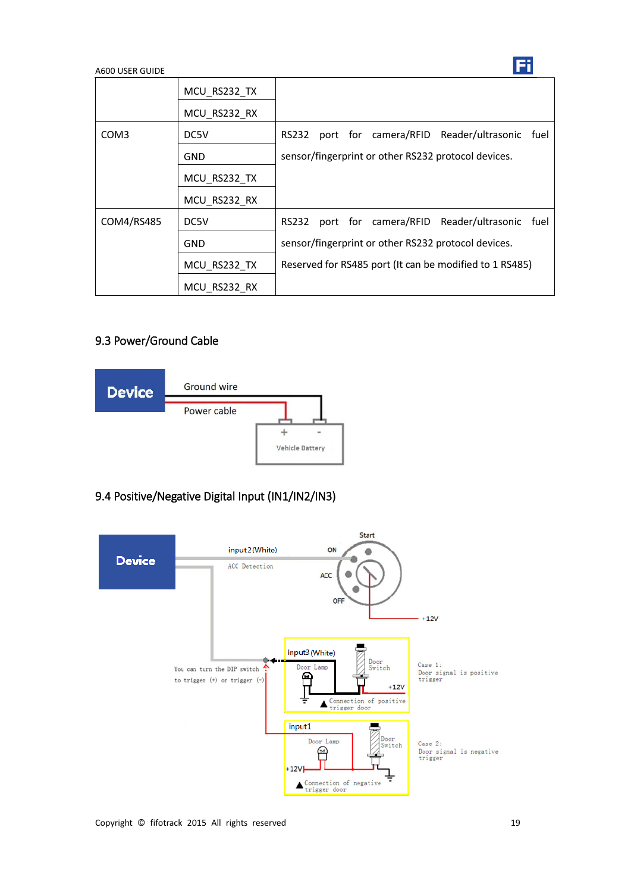| | | |
|---|---|---|
| | MCU_RS232_TX | |
| | MCU_RS232_RX | |
| COM3 | DC5V | RS232 port for camera/RFID Reader/ultrasonic fuel sensor/fingerprint or other RS232 protocol devices. |
| | GND | |
| | MCU_RS232_TX | |
| | MCU_RS232_RX | |
| COM4/RS485 | DC5V | RS232 port for camera/RFID Reader/ultrasonic fuel sensor/fingerprint or other RS232 protocol devices. Reserved for RS485 port (It can be modified to 1 RS485) |
| | GND | |
| | MCU_RS232_TX | |
| | MCU_RS232_RX | |

## 9.3 Power/Ground Cable

Device

Ground wire

Power cable

Vehicle Battery

## 9.4 Positive/Negative Digital Input (IN1/IN2/IN3)

Device

input2(White)

ACC Detection

Start

ON

ACC

OFF

+12V

You can turn the DIP switch to trigger (+) or trigger (-)

input3(White)

Door Lamp

Door Switch

+12V

Connection of positive trigger door

Case 1: Door signal is positive trigger

input1

Door Lamp

Door Switch

+12V

Connection of negative trigger door

Case 2: Door signal is negative trigger

Copyright © fifotrack 2015 All rights reserved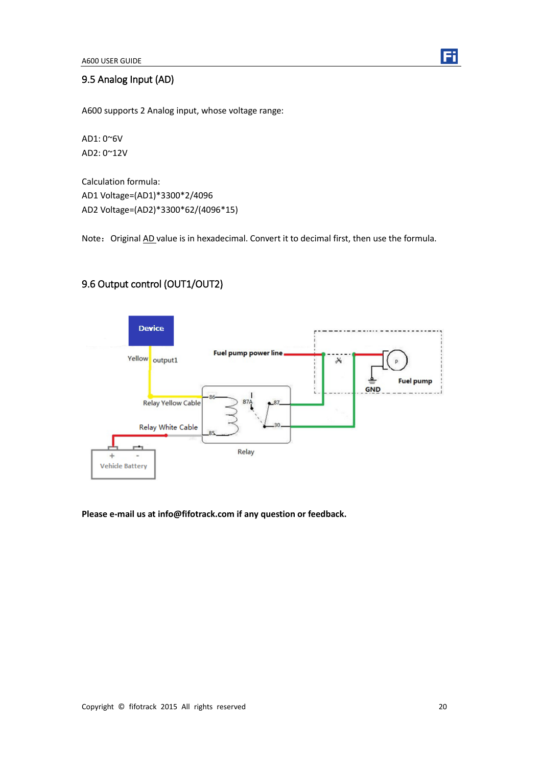## 9.5 Analog Input (AD)

A600 supports 2 Analog input, whose voltage range:

AD1: 0~6V
AD2: 0~12V

Calculation formula:
AD1 Voltage=(AD1)*3300*2/4096
AD2 Voltage=(AD2)*3300*62/(4096*15)

Note： Original AD value is in hexadecimal. Convert it to decimal first, then use the formula.

## 9.6 Output control (OUT1/OUT2)

Device
Yellow
output1
Fuel pump power line
Fuel pump
GND
Relay Yellow Cable
Relay White Cable
86
87A
87
30
85
Relay
Vehicle Battery

**Please e-mail us at info@fifotrack.com if any question or feedback.**